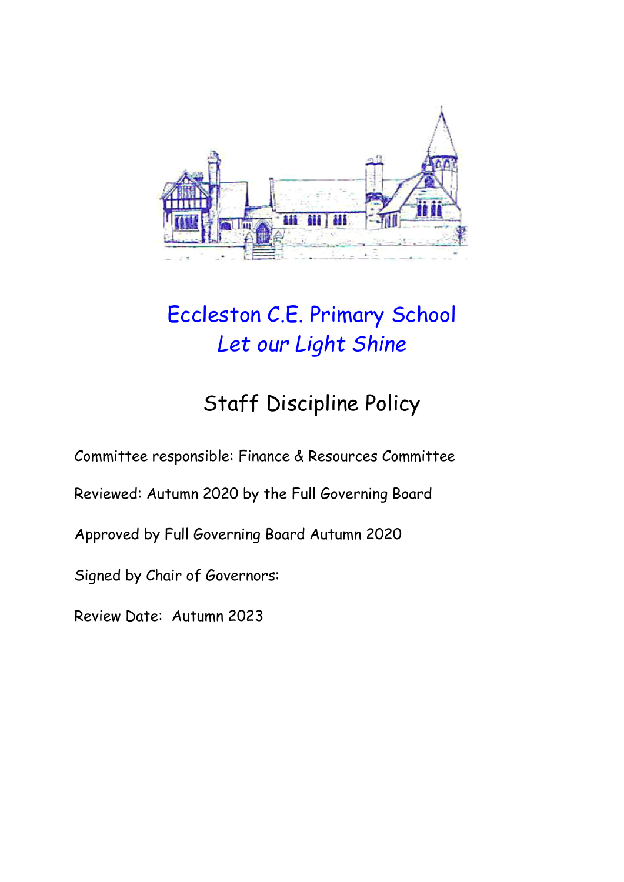# Eccleston C.E. Primary School
*Let our Light Shine*

## Staff Discipline Policy

Committee responsible: Finance & Resources Committee

Reviewed: Autumn 2020 by the Full Governing Board

Approved by Full Governing Board Autumn 2020

Signed by Chair of Governors:

Review Date: Autumn 2023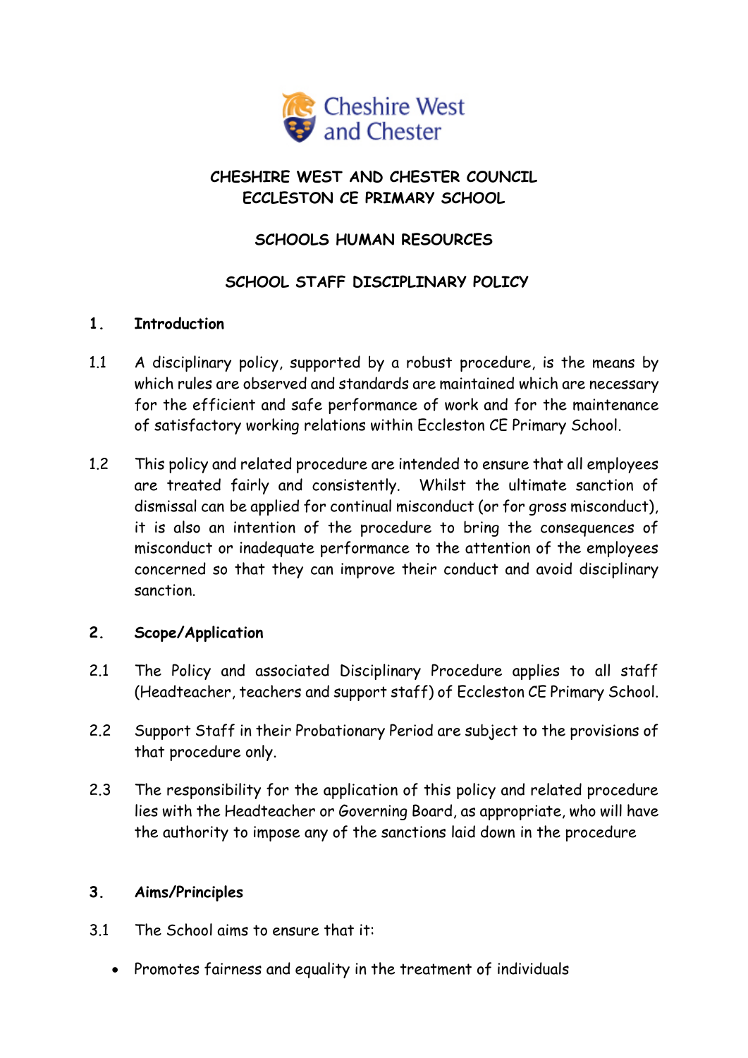**CHESHIRE WEST AND CHESTER COUNCIL**
**ECCLESTON CE PRIMARY SCHOOL**

**SCHOOLS HUMAN RESOURCES**

**SCHOOL STAFF DISCIPLINARY POLICY**

## 1. Introduction

1.1 A disciplinary policy, supported by a robust procedure, is the means by which rules are observed and standards are maintained which are necessary for the efficient and safe performance of work and for the maintenance of satisfactory working relations within Eccleston CE Primary School.

1.2 This policy and related procedure are intended to ensure that all employees are treated fairly and consistently. Whilst the ultimate sanction of dismissal can be applied for continual misconduct (or for gross misconduct), it is also an intention of the procedure to bring the consequences of misconduct or inadequate performance to the attention of the employees concerned so that they can improve their conduct and avoid disciplinary sanction.

## 2. Scope/Application

2.1 The Policy and associated Disciplinary Procedure applies to all staff (Headteacher, teachers and support staff) of Eccleston CE Primary School.

2.2 Support Staff in their Probationary Period are subject to the provisions of that procedure only.

2.3 The responsibility for the application of this policy and related procedure lies with the Headteacher or Governing Board, as appropriate, who will have the authority to impose any of the sanctions laid down in the procedure

## 3. Aims/Principles

3.1 The School aims to ensure that it:

- Promotes fairness and equality in the treatment of individuals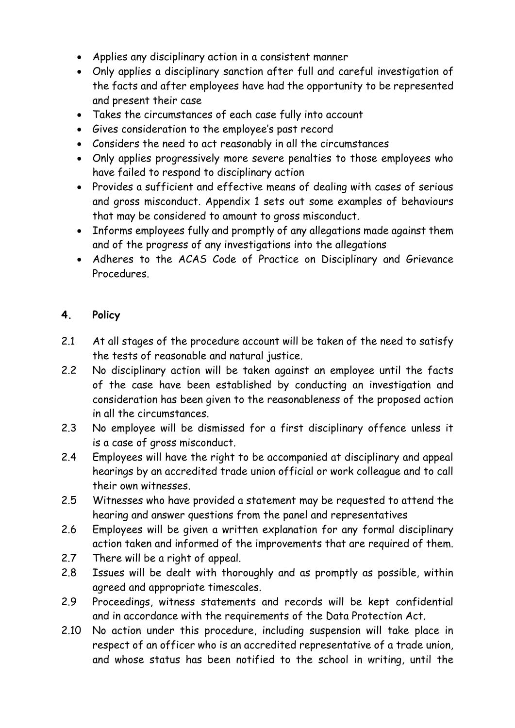- Applies any disciplinary action in a consistent manner
- Only applies a disciplinary sanction after full and careful investigation of the facts and after employees have had the opportunity to be represented and present their case
- Takes the circumstances of each case fully into account
- Gives consideration to the employee's past record
- Considers the need to act reasonably in all the circumstances
- Only applies progressively more severe penalties to those employees who have failed to respond to disciplinary action
- Provides a sufficient and effective means of dealing with cases of serious and gross misconduct. Appendix 1 sets out some examples of behaviours that may be considered to amount to gross misconduct.
- Informs employees fully and promptly of any allegations made against them and of the progress of any investigations into the allegations
- Adheres to the ACAS Code of Practice on Disciplinary and Grievance Procedures.

## 4. Policy

2.1 At all stages of the procedure account will be taken of the need to satisfy the tests of reasonable and natural justice.

2.2 No disciplinary action will be taken against an employee until the facts of the case have been established by conducting an investigation and consideration has been given to the reasonableness of the proposed action in all the circumstances.

2.3 No employee will be dismissed for a first disciplinary offence unless it is a case of gross misconduct.

2.4 Employees will have the right to be accompanied at disciplinary and appeal hearings by an accredited trade union official or work colleague and to call their own witnesses.

2.5 Witnesses who have provided a statement may be requested to attend the hearing and answer questions from the panel and representatives

2.6 Employees will be given a written explanation for any formal disciplinary action taken and informed of the improvements that are required of them.

2.7 There will be a right of appeal.

2.8 Issues will be dealt with thoroughly and as promptly as possible, within agreed and appropriate timescales.

2.9 Proceedings, witness statements and records will be kept confidential and in accordance with the requirements of the Data Protection Act.

2.10 No action under this procedure, including suspension will take place in respect of an officer who is an accredited representative of a trade union, and whose status has been notified to the school in writing, until the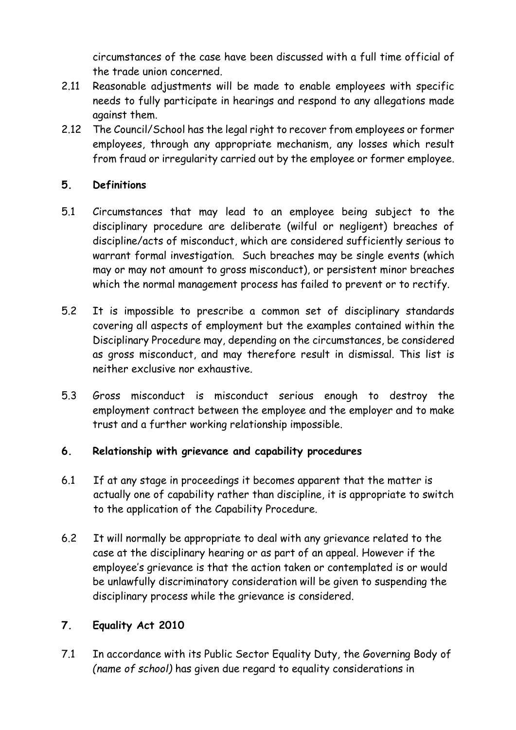circumstances of the case have been discussed with a full time official of the trade union concerned.

2.11 Reasonable adjustments will be made to enable employees with specific needs to fully participate in hearings and respond to any allegations made against them.

2.12 The Council/School has the legal right to recover from employees or former employees, through any appropriate mechanism, any losses which result from fraud or irregularity carried out by the employee or former employee.

## 5. Definitions

5.1 Circumstances that may lead to an employee being subject to the disciplinary procedure are deliberate (wilful or negligent) breaches of discipline/acts of misconduct, which are considered sufficiently serious to warrant formal investigation. Such breaches may be single events (which may or may not amount to gross misconduct), or persistent minor breaches which the normal management process has failed to prevent or to rectify.

5.2 It is impossible to prescribe a common set of disciplinary standards covering all aspects of employment but the examples contained within the Disciplinary Procedure may, depending on the circumstances, be considered as gross misconduct, and may therefore result in dismissal. This list is neither exclusive nor exhaustive.

5.3 Gross misconduct is misconduct serious enough to destroy the employment contract between the employee and the employer and to make trust and a further working relationship impossible.

## 6. Relationship with grievance and capability procedures

6.1 If at any stage in proceedings it becomes apparent that the matter is actually one of capability rather than discipline, it is appropriate to switch to the application of the Capability Procedure.

6.2 It will normally be appropriate to deal with any grievance related to the case at the disciplinary hearing or as part of an appeal. However if the employee's grievance is that the action taken or contemplated is or would be unlawfully discriminatory consideration will be given to suspending the disciplinary process while the grievance is considered.

## 7. Equality Act 2010

7.1 In accordance with its Public Sector Equality Duty, the Governing Body of *(name of school)* has given due regard to equality considerations in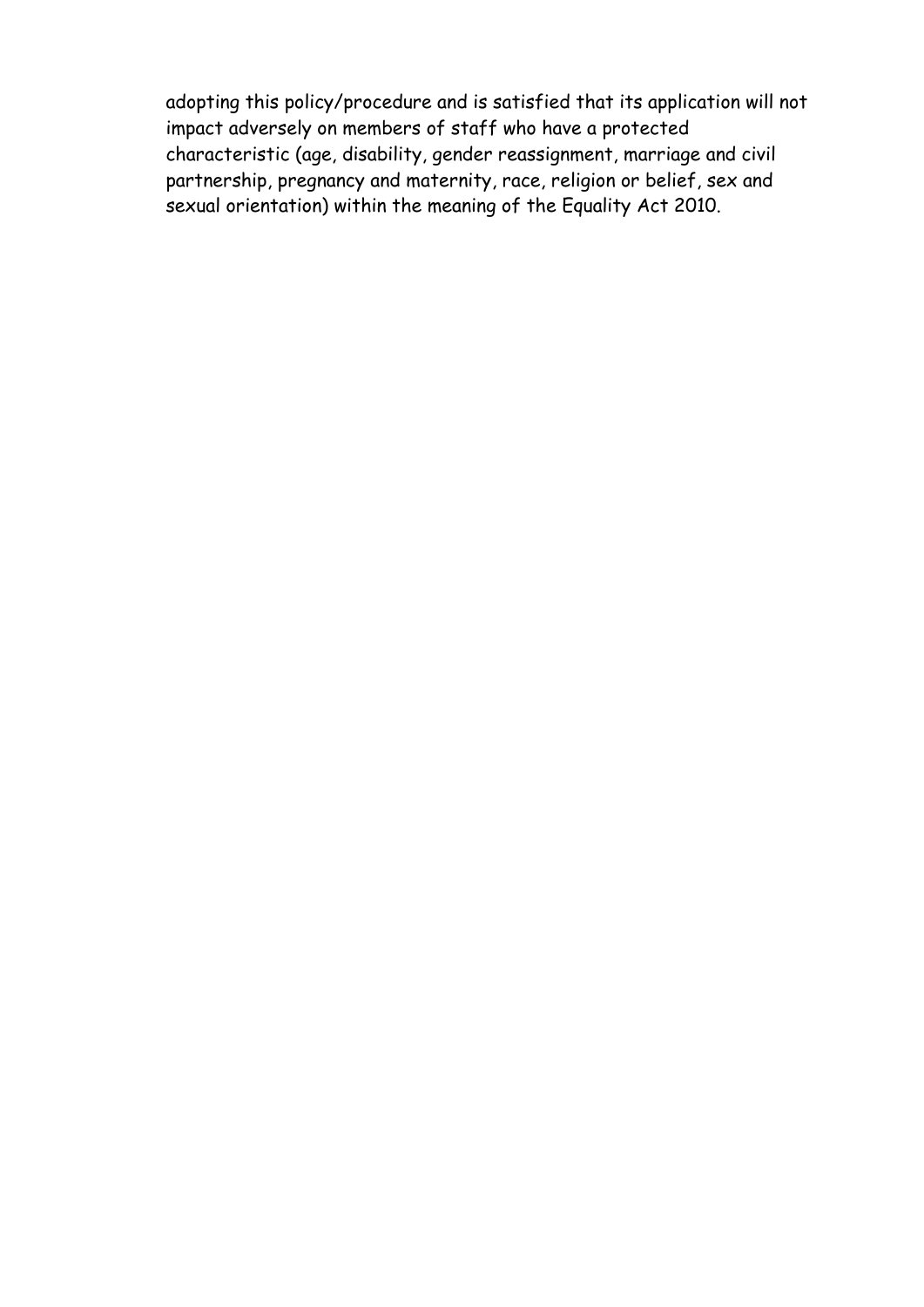adopting this policy/procedure and is satisfied that its application will not impact adversely on members of staff who have a protected characteristic (age, disability, gender reassignment, marriage and civil partnership, pregnancy and maternity, race, religion or belief, sex and sexual orientation) within the meaning of the Equality Act 2010.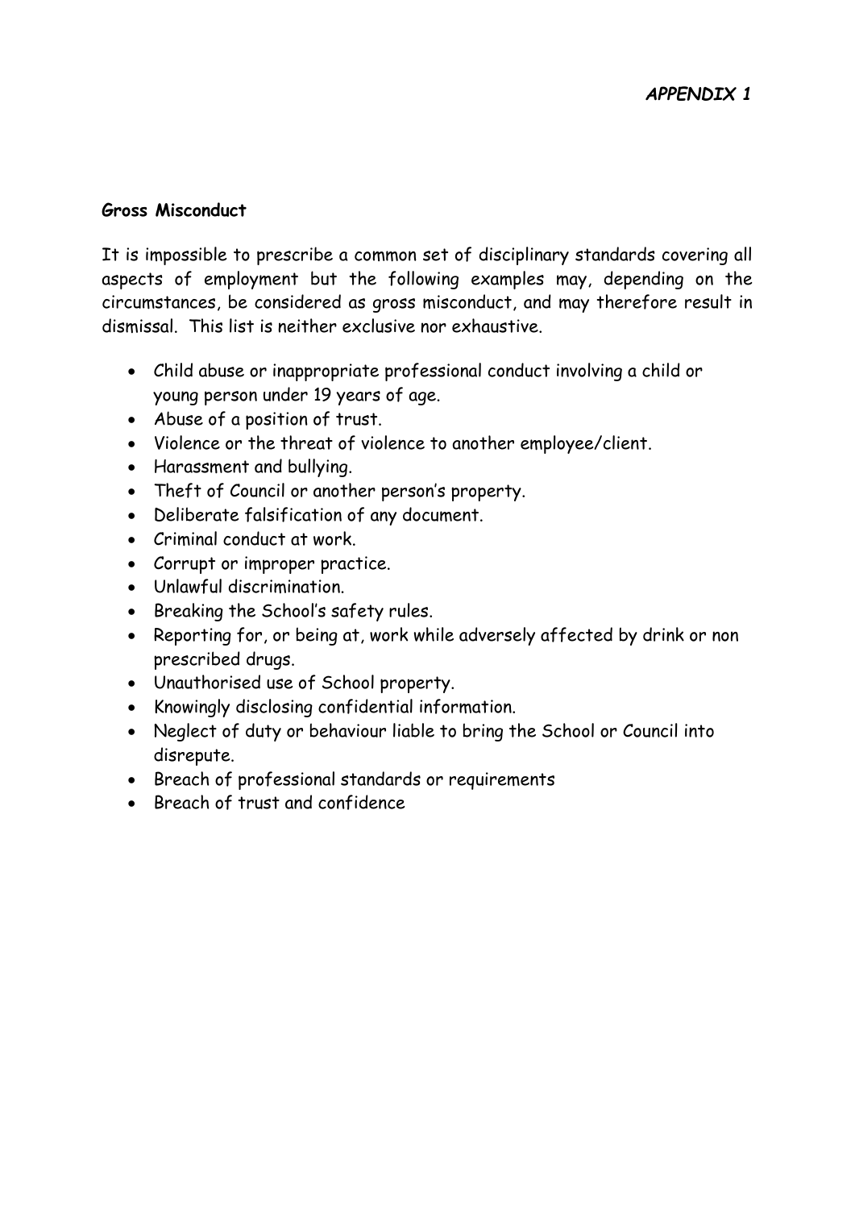*APPENDIX 1*

**Gross Misconduct**

It is impossible to prescribe a common set of disciplinary standards covering all aspects of employment but the following examples may, depending on the circumstances, be considered as gross misconduct, and may therefore result in dismissal. This list is neither exclusive nor exhaustive.

- Child abuse or inappropriate professional conduct involving a child or young person under 19 years of age.
- Abuse of a position of trust.
- Violence or the threat of violence to another employee/client.
- Harassment and bullying.
- Theft of Council or another person's property.
- Deliberate falsification of any document.
- Criminal conduct at work.
- Corrupt or improper practice.
- Unlawful discrimination.
- Breaking the School's safety rules.
- Reporting for, or being at, work while adversely affected by drink or non prescribed drugs.
- Unauthorised use of School property.
- Knowingly disclosing confidential information.
- Neglect of duty or behaviour liable to bring the School or Council into disrepute.
- Breach of professional standards or requirements
- Breach of trust and confidence